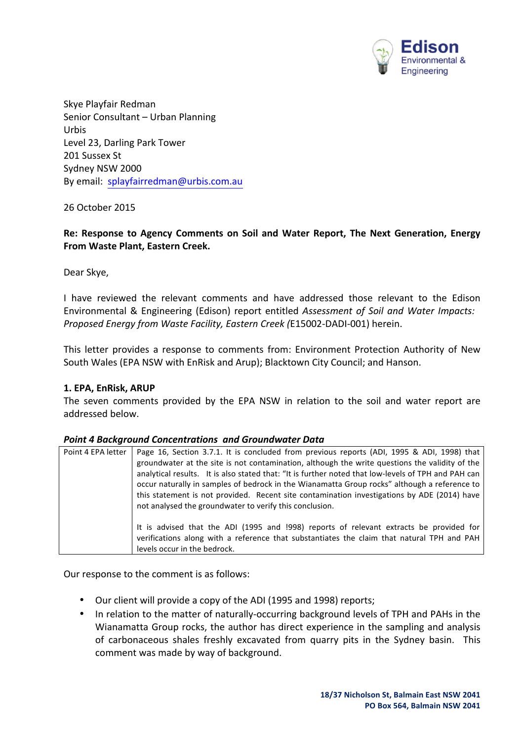Edison Environmental & Engineering

Skye Playfair Redman
Senior Consultant – Urban Planning
Urbis
Level 23, Darling Park Tower
201 Sussex St
Sydney NSW 2000
By email: splayfairredman@urbis.com.au

26 October 2015

**Re: Response to Agency Comments on Soil and Water Report, The Next Generation, Energy From Waste Plant, Eastern Creek.**

Dear Skye,

I have reviewed the relevant comments and have addressed those relevant to the Edison Environmental & Engineering (Edison) report entitled *Assessment of Soil and Water Impacts: Proposed Energy from Waste Facility, Eastern Creek (*E15002-DADI-001) herein.

This letter provides a response to comments from: Environment Protection Authority of New South Wales (EPA NSW with EnRisk and Arup); Blacktown City Council; and Hanson.

**1. EPA, EnRisk, ARUP**

The seven comments provided by the EPA NSW in relation to the soil and water report are addressed below.

***Point 4 Background Concentrations and Groundwater Data***

| | |
|---|---|
| Point 4 EPA letter | Page 16, Section 3.7.1. It is concluded from previous reports (ADI, 1995 & ADI, 1998) that groundwater at the site is not contamination, although the write questions the validity of the analytical results. It is also stated that: "It is further noted that low-levels of TPH and PAH can occur naturally in samples of bedrock in the Wianamatta Group rocks" although a reference to this statement is not provided. Recent site contamination investigations by ADE (2014) have not analysed the groundwater to verify this conclusion.<br><br>It is advised that the ADI (1995 and !998) reports of relevant extracts be provided for verifications along with a reference that substantiates the claim that natural TPH and PAH levels occur in the bedrock. |

Our response to the comment is as follows:

- Our client will provide a copy of the ADI (1995 and 1998) reports;
- In relation to the matter of naturally-occurring background levels of TPH and PAHs in the Wianamatta Group rocks, the author has direct experience in the sampling and analysis of carbonaceous shales freshly excavated from quarry pits in the Sydney basin. This comment was made by way of background.

18/37 Nicholson St, Balmain East NSW 2041
PO Box 564, Balmain NSW 2041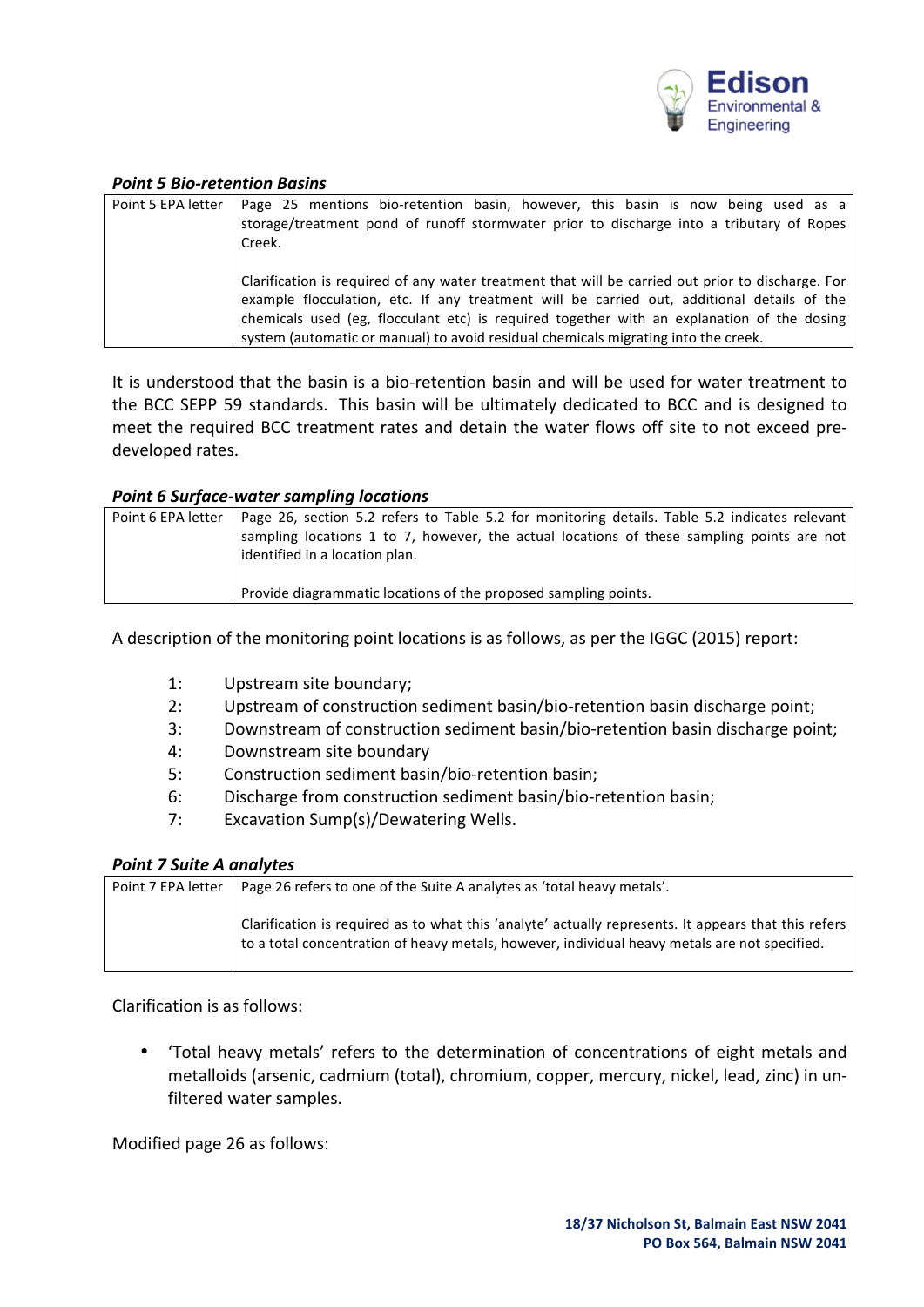### *Point 5 Bio-retention Basins*

| | |
|---|---|
| Point 5 EPA letter | Page 25 mentions bio-retention basin, however, this basin is now being used as a storage/treatment pond of runoff stormwater prior to discharge into a tributary of Ropes Creek.<br><br>Clarification is required of any water treatment that will be carried out prior to discharge. For example flocculation, etc. If any treatment will be carried out, additional details of the chemicals used (eg, flocculant etc) is required together with an explanation of the dosing system (automatic or manual) to avoid residual chemicals migrating into the creek. |

It is understood that the basin is a bio-retention basin and will be used for water treatment to the BCC SEPP 59 standards. This basin will be ultimately dedicated to BCC and is designed to meet the required BCC treatment rates and detain the water flows off site to not exceed pre-developed rates.

### *Point 6 Surface-water sampling locations*

| | |
|---|---|
| Point 6 EPA letter | Page 26, section 5.2 refers to Table 5.2 for monitoring details. Table 5.2 indicates relevant sampling locations 1 to 7, however, the actual locations of these sampling points are not identified in a location plan.<br><br>Provide diagrammatic locations of the proposed sampling points. |

A description of the monitoring point locations is as follows, as per the IGGC (2015) report:

1: Upstream site boundary;
2: Upstream of construction sediment basin/bio-retention basin discharge point;
3: Downstream of construction sediment basin/bio-retention basin discharge point;
4: Downstream site boundary
5: Construction sediment basin/bio-retention basin;
6: Discharge from construction sediment basin/bio-retention basin;
7: Excavation Sump(s)/Dewatering Wells.

### *Point 7 Suite A analytes*

| | |
|---|---|
| Point 7 EPA letter | Page 26 refers to one of the Suite A analytes as 'total heavy metals'.<br><br>Clarification is required as to what this 'analyte' actually represents. It appears that this refers to a total concentration of heavy metals, however, individual heavy metals are not specified. |

Clarification is as follows:

- 'Total heavy metals' refers to the determination of concentrations of eight metals and metalloids (arsenic, cadmium (total), chromium, copper, mercury, nickel, lead, zinc) in un-filtered water samples.

Modified page 26 as follows: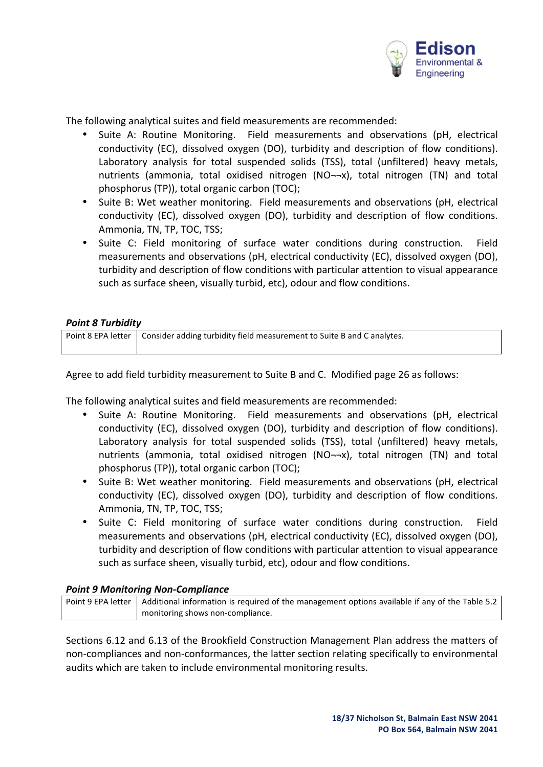The following analytical suites and field measurements are recommended:

- Suite A: Routine Monitoring. Field measurements and observations (pH, electrical conductivity (EC), dissolved oxygen (DO), turbidity and description of flow conditions). Laboratory analysis for total suspended solids (TSS), total (unfiltered) heavy metals, nutrients (ammonia, total oxidised nitrogen (NO¬¬x), total nitrogen (TN) and total phosphorus (TP)), total organic carbon (TOC);
- Suite B: Wet weather monitoring. Field measurements and observations (pH, electrical conductivity (EC), dissolved oxygen (DO), turbidity and description of flow conditions. Ammonia, TN, TP, TOC, TSS;
- Suite C: Field monitoring of surface water conditions during construction. Field measurements and observations (pH, electrical conductivity (EC), dissolved oxygen (DO), turbidity and description of flow conditions with particular attention to visual appearance such as surface sheen, visually turbid, etc), odour and flow conditions.

***Point 8 Turbidity***

| | |
|---|---|
| Point 8 EPA letter | Consider adding turbidity field measurement to Suite B and C analytes. |

Agree to add field turbidity measurement to Suite B and C. Modified page 26 as follows:

The following analytical suites and field measurements are recommended:

- Suite A: Routine Monitoring. Field measurements and observations (pH, electrical conductivity (EC), dissolved oxygen (DO), turbidity and description of flow conditions). Laboratory analysis for total suspended solids (TSS), total (unfiltered) heavy metals, nutrients (ammonia, total oxidised nitrogen (NO¬¬x), total nitrogen (TN) and total phosphorus (TP)), total organic carbon (TOC);
- Suite B: Wet weather monitoring. Field measurements and observations (pH, electrical conductivity (EC), dissolved oxygen (DO), turbidity and description of flow conditions. Ammonia, TN, TP, TOC, TSS;
- Suite C: Field monitoring of surface water conditions during construction. Field measurements and observations (pH, electrical conductivity (EC), dissolved oxygen (DO), turbidity and description of flow conditions with particular attention to visual appearance such as surface sheen, visually turbid, etc), odour and flow conditions.

***Point 9 Monitoring Non-Compliance***

| | |
|---|---|
| Point 9 EPA letter | Additional information is required of the management options available if any of the Table 5.2 monitoring shows non-compliance. |

Sections 6.12 and 6.13 of the Brookfield Construction Management Plan address the matters of non-compliances and non-conformances, the latter section relating specifically to environmental audits which are taken to include environmental monitoring results.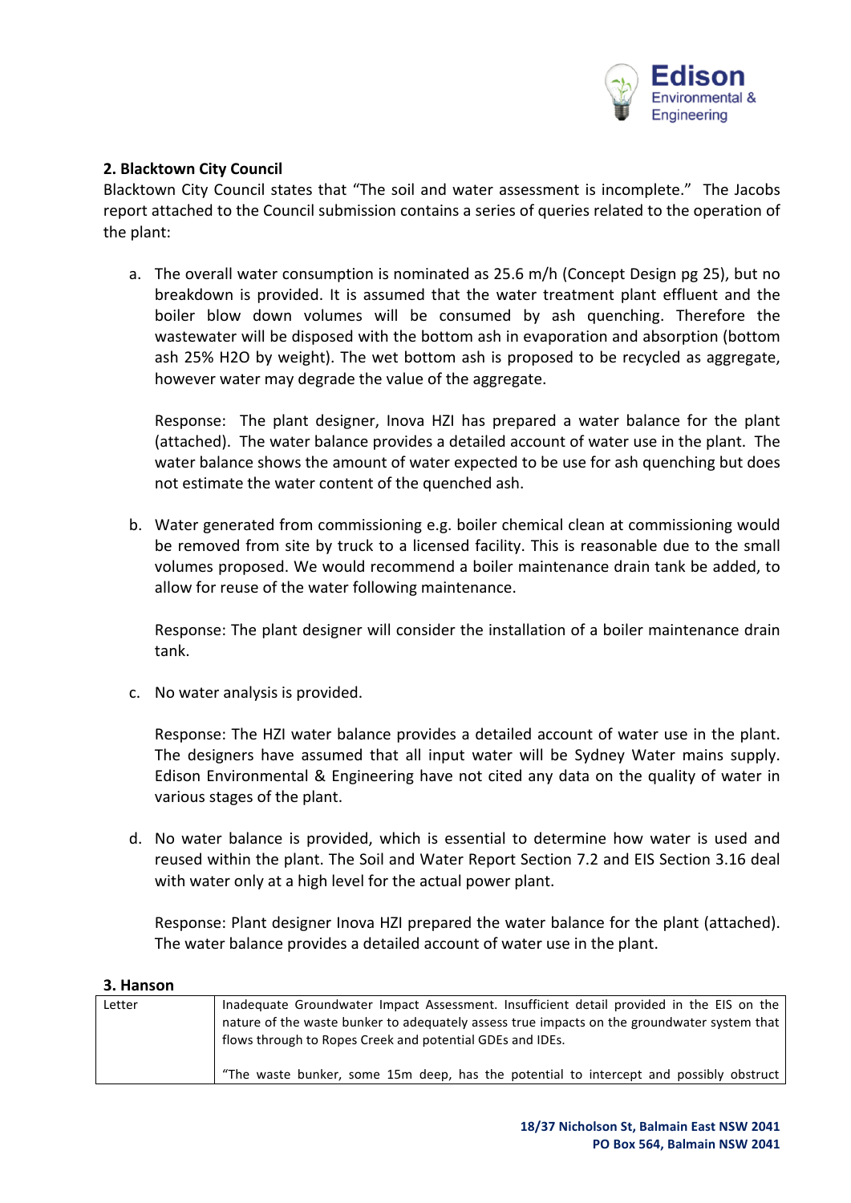## 2. Blacktown City Council

Blacktown City Council states that "The soil and water assessment is incomplete." The Jacobs report attached to the Council submission contains a series of queries related to the operation of the plant:

a. The overall water consumption is nominated as 25.6 m/h (Concept Design pg 25), but no breakdown is provided. It is assumed that the water treatment plant effluent and the boiler blow down volumes will be consumed by ash quenching. Therefore the wastewater will be disposed with the bottom ash in evaporation and absorption (bottom ash 25% $H_2O$ by weight). The wet bottom ash is proposed to be recycled as aggregate, however water may degrade the value of the aggregate.

   Response: The plant designer, Inova HZI has prepared a water balance for the plant (attached). The water balance provides a detailed account of water use in the plant. The water balance shows the amount of water expected to be use for ash quenching but does not estimate the water content of the quenched ash.

b. Water generated from commissioning e.g. boiler chemical clean at commissioning would be removed from site by truck to a licensed facility. This is reasonable due to the small volumes proposed. We would recommend a boiler maintenance drain tank be added, to allow for reuse of the water following maintenance.

   Response: The plant designer will consider the installation of a boiler maintenance drain tank.

c. No water analysis is provided.

   Response: The HZI water balance provides a detailed account of water use in the plant. The designers have assumed that all input water will be Sydney Water mains supply. Edison Environmental & Engineering have not cited any data on the quality of water in various stages of the plant.

d. No water balance is provided, which is essential to determine how water is used and reused within the plant. The Soil and Water Report Section 7.2 and EIS Section 3.16 deal with water only at a high level for the actual power plant.

   Response: Plant designer Inova HZI prepared the water balance for the plant (attached). The water balance provides a detailed account of water use in the plant.

## 3. Hanson

| | |
|---|---|
| Letter | Inadequate Groundwater Impact Assessment. Insufficient detail provided in the EIS on the nature of the waste bunker to adequately assess true impacts on the groundwater system that flows through to Ropes Creek and potential GDEs and IDEs.<br><br>"The waste bunker, some 15m deep, has the potential to intercept and possibly obstruct |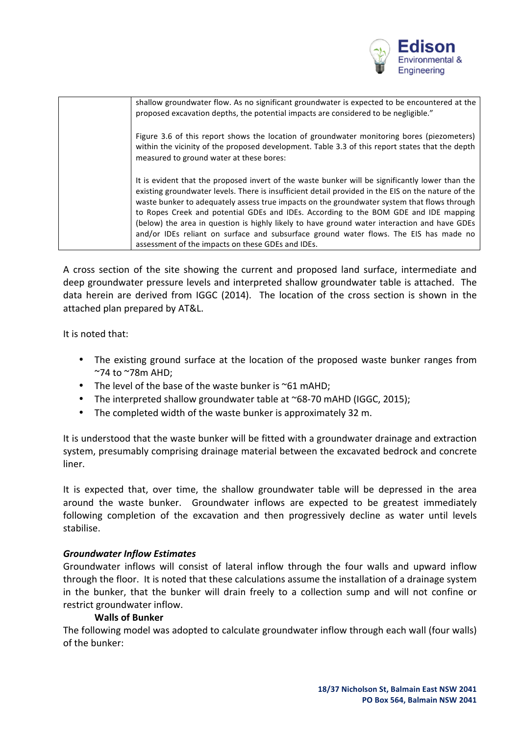| | |
|---|---|
| | shallow groundwater flow. As no significant groundwater is expected to be encountered at the proposed excavation depths, the potential impacts are considered to be negligible."<br><br>Figure 3.6 of this report shows the location of groundwater monitoring bores (piezometers) within the vicinity of the proposed development. Table 3.3 of this report states that the depth measured to ground water at these bores:<br><br>It is evident that the proposed invert of the waste bunker will be significantly lower than the existing groundwater levels. There is insufficient detail provided in the EIS on the nature of the waste bunker to adequately assess true impacts on the groundwater system that flows through to Ropes Creek and potential GDEs and IDEs. According to the BOM GDE and IDE mapping (below) the area in question is highly likely to have ground water interaction and have GDEs and/or IDEs reliant on surface and subsurface ground water flows. The EIS has made no assessment of the impacts on these GDEs and IDEs. |

A cross section of the site showing the current and proposed land surface, intermediate and deep groundwater pressure levels and interpreted shallow groundwater table is attached. The data herein are derived from IGGC (2014). The location of the cross section is shown in the attached plan prepared by AT&L.

It is noted that:

- The existing ground surface at the location of the proposed waste bunker ranges from ~74 to ~78m AHD;
- The level of the base of the waste bunker is ~61 mAHD;
- The interpreted shallow groundwater table at ~68-70 mAHD (IGGC, 2015);
- The completed width of the waste bunker is approximately 32 m.

It is understood that the waste bunker will be fitted with a groundwater drainage and extraction system, presumably comprising drainage material between the excavated bedrock and concrete liner.

It is expected that, over time, the shallow groundwater table will be depressed in the area around the waste bunker. Groundwater inflows are expected to be greatest immediately following completion of the excavation and then progressively decline as water until levels stabilise.

***Groundwater Inflow Estimates***

Groundwater inflows will consist of lateral inflow through the four walls and upward inflow through the floor. It is noted that these calculations assume the installation of a drainage system in the bunker, that the bunker will drain freely to a collection sump and will not confine or restrict groundwater inflow.

**Walls of Bunker**

The following model was adopted to calculate groundwater inflow through each wall (four walls) of the bunker: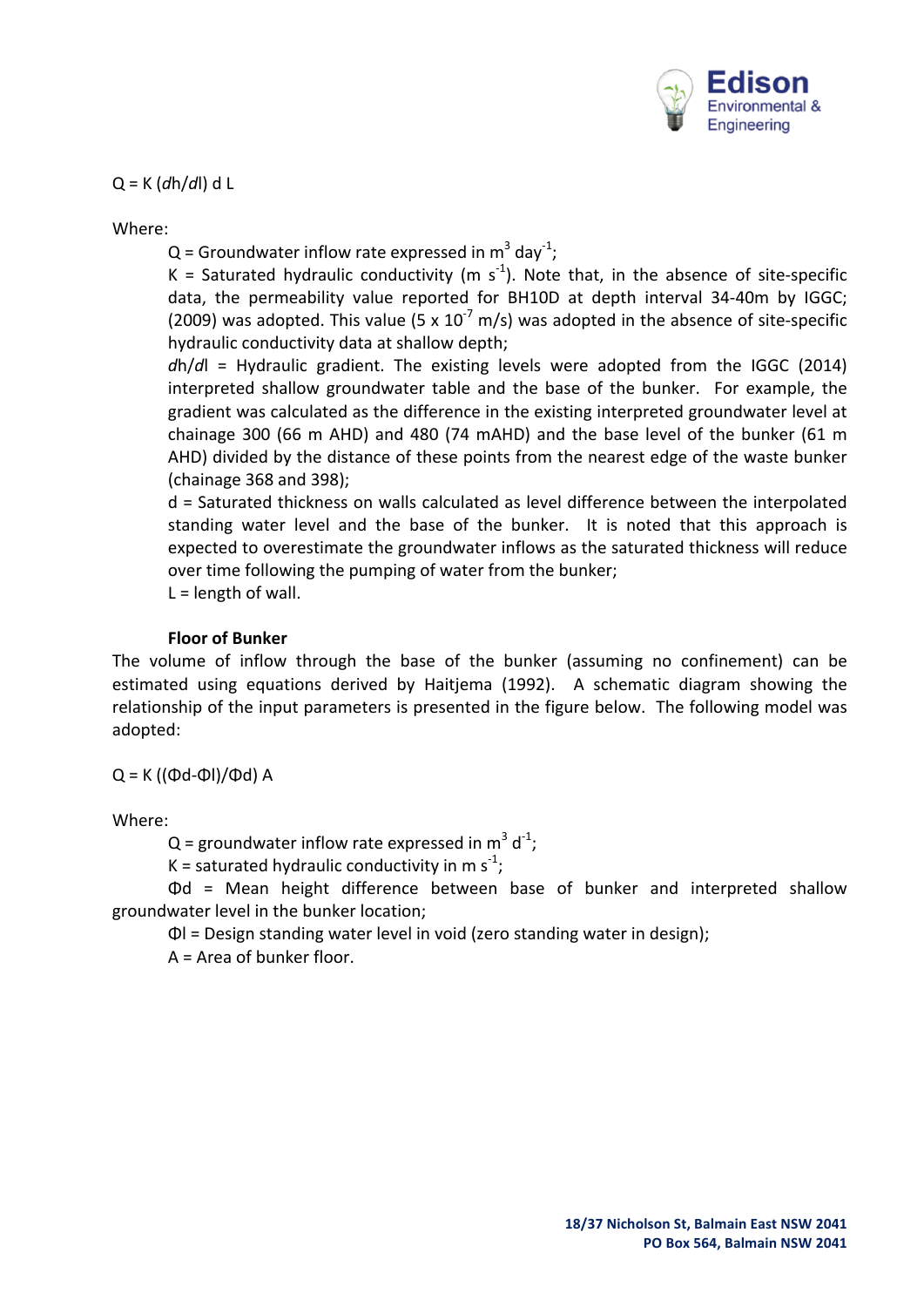$Q = K\,(dh/dl)\,d\,L$

Where:

$Q$ = Groundwater inflow rate expressed in $m^3\ day^{-1}$;

$K$ = Saturated hydraulic conductivity ($m\ s^{-1}$). Note that, in the absence of site-specific data, the permeability value reported for BH10D at depth interval 34-40m by IGGC; (2009) was adopted. This value ($5 \times 10^{-7}$ m/s) was adopted in the absence of site-specific hydraulic conductivity data at shallow depth;

$dh/dl$ = Hydraulic gradient. The existing levels were adopted from the IGGC (2014) interpreted shallow groundwater table and the base of the bunker. For example, the gradient was calculated as the difference in the existing interpreted groundwater level at chainage 300 (66 m AHD) and 480 (74 mAHD) and the base level of the bunker (61 m AHD) divided by the distance of these points from the nearest edge of the waste bunker (chainage 368 and 398);

$d$ = Saturated thickness on walls calculated as level difference between the interpolated standing water level and the base of the bunker. It is noted that this approach is expected to overestimate the groundwater inflows as the saturated thickness will reduce over time following the pumping of water from the bunker;

$L$ = length of wall.

**Floor of Bunker**

The volume of inflow through the base of the bunker (assuming no confinement) can be estimated using equations derived by Haitjema (1992). A schematic diagram showing the relationship of the input parameters is presented in the figure below. The following model was adopted:

$Q = K\,((\Phi d - \Phi l)/\Phi d)\,A$

Where:

$Q$ = groundwater inflow rate expressed in $m^3\ d^{-1}$;

$K$ = saturated hydraulic conductivity in $m\ s^{-1}$;

$\Phi d$ = Mean height difference between base of bunker and interpreted shallow groundwater level in the bunker location;

$\Phi l$ = Design standing water level in void (zero standing water in design);

$A$ = Area of bunker floor.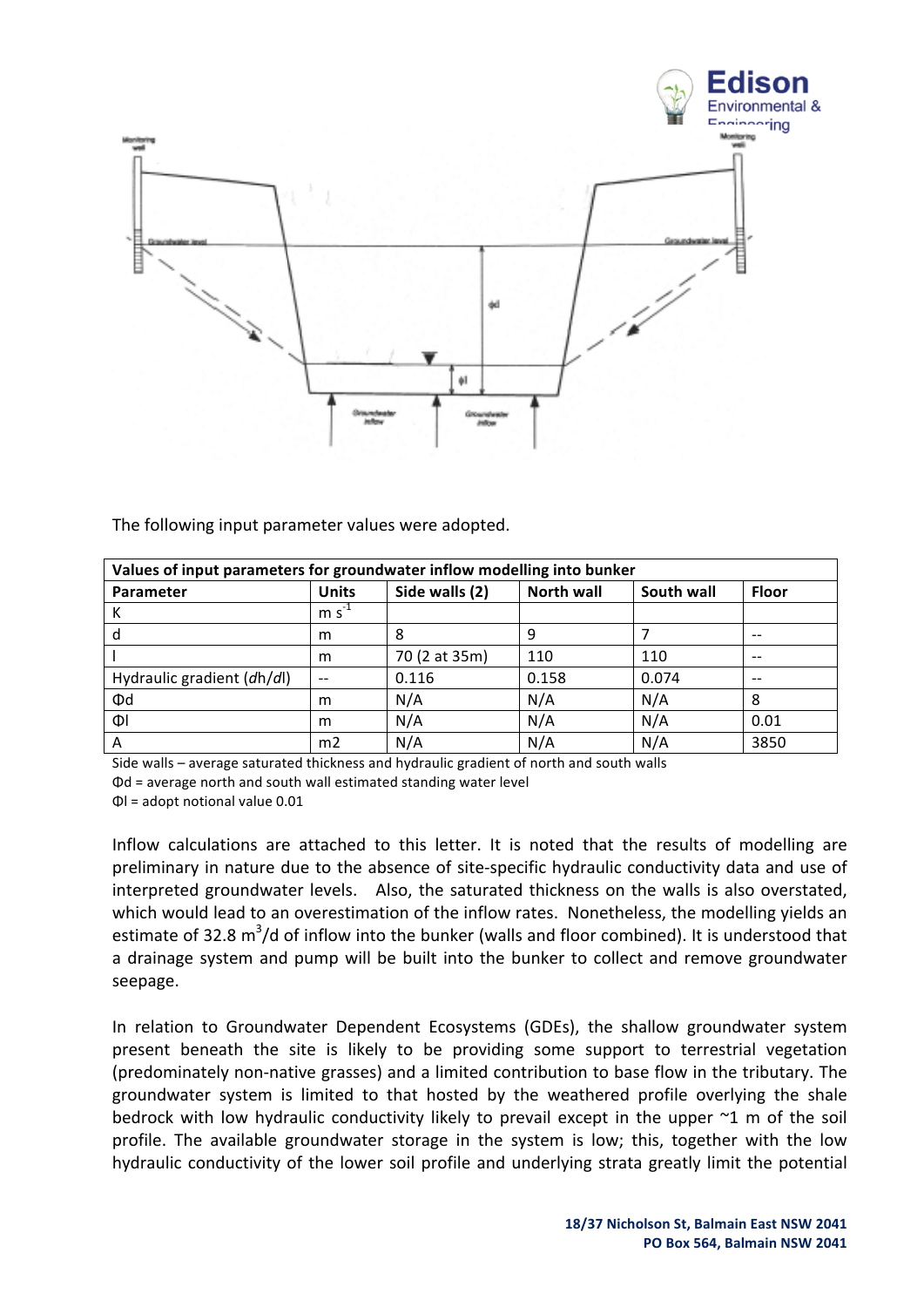Monitoring well

Monitoring well

Groundwater level

Groundwater level

Φd

Φl

Groundwater inflow

Groundwater inflow

The following input parameter values were adopted.

| Values of input parameters for groundwater inflow modelling into bunker | | | | | |
|---|---|---|---|---|---|
| **Parameter** | **Units** | **Side walls (2)** | **North wall** | **South wall** | **Floor** |
| K | m $s^{-1}$ | | | | |
| d | m | 8 | 9 | 7 | -- |
| l | m | 70 (2 at 35m) | 110 | 110 | -- |
| Hydraulic gradient (*d*h/*d*l) | -- | 0.116 | 0.158 | 0.074 | -- |
| Φd | m | N/A | N/A | N/A | 8 |
| Φl | m | N/A | N/A | N/A | 0.01 |
| A | m2 | N/A | N/A | N/A | 3850 |

Side walls – average saturated thickness and hydraulic gradient of north and south walls

Φd = average north and south wall estimated standing water level

Φl = adopt notional value 0.01

Inflow calculations are attached to this letter. It is noted that the results of modelling are preliminary in nature due to the absence of site-specific hydraulic conductivity data and use of interpreted groundwater levels. Also, the saturated thickness on the walls is also overstated, which would lead to an overestimation of the inflow rates. Nonetheless, the modelling yields an estimate of 32.8 $m^3$/d of inflow into the bunker (walls and floor combined). It is understood that a drainage system and pump will be built into the bunker to collect and remove groundwater seepage.

In relation to Groundwater Dependent Ecosystems (GDEs), the shallow groundwater system present beneath the site is likely to be providing some support to terrestrial vegetation (predominately non-native grasses) and a limited contribution to base flow in the tributary. The groundwater system is limited to that hosted by the weathered profile overlying the shale bedrock with low hydraulic conductivity likely to prevail except in the upper ~1 m of the soil profile. The available groundwater storage in the system is low; this, together with the low hydraulic conductivity of the lower soil profile and underlying strata greatly limit the potential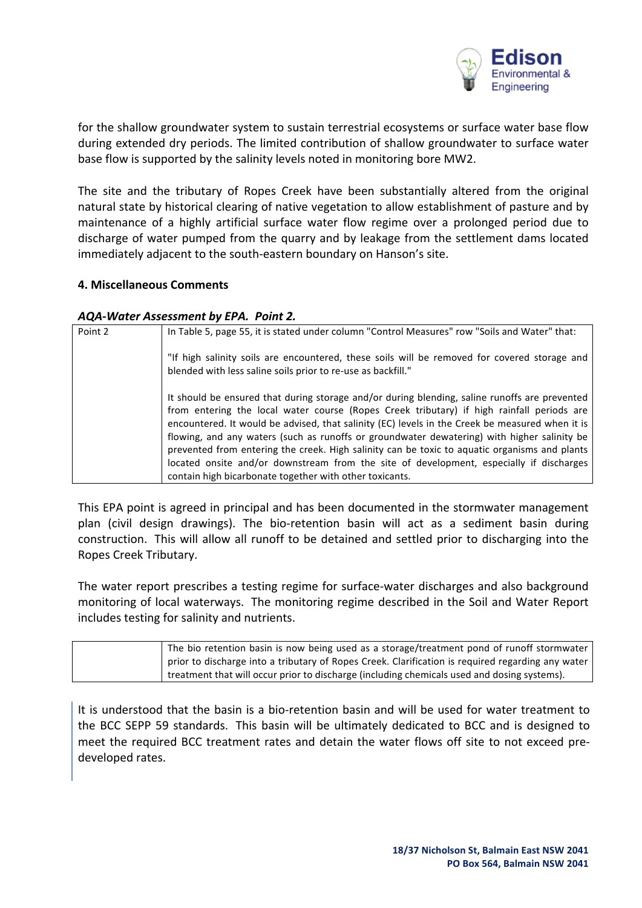for the shallow groundwater system to sustain terrestrial ecosystems or surface water base flow during extended dry periods. The limited contribution of shallow groundwater to surface water base flow is supported by the salinity levels noted in monitoring bore MW2.

The site and the tributary of Ropes Creek have been substantially altered from the original natural state by historical clearing of native vegetation to allow establishment of pasture and by maintenance of a highly artificial surface water flow regime over a prolonged period due to discharge of water pumped from the quarry and by leakage from the settlement dams located immediately adjacent to the south-eastern boundary on Hanson's site.

**4. Miscellaneous Comments**

***AQA-Water Assessment by EPA. Point 2.***

| | |
|---|---|
| Point 2 | In Table 5, page 55, it is stated under column "Control Measures" row "Soils and Water" that:<br><br>"If high salinity soils are encountered, these soils will be removed for covered storage and blended with less saline soils prior to re-use as backfill."<br><br>It should be ensured that during storage and/or during blending, saline runoffs are prevented from entering the local water course (Ropes Creek tributary) if high rainfall periods are encountered. It would be advised, that salinity (EC) levels in the Creek be measured when it is flowing, and any waters (such as runoffs or groundwater dewatering) with higher salinity be prevented from entering the creek. High salinity can be toxic to aquatic organisms and plants located onsite and/or downstream from the site of development, especially if discharges contain high bicarbonate together with other toxicants. |

This EPA point is agreed in principal and has been documented in the stormwater management plan (civil design drawings). The bio-retention basin will act as a sediment basin during construction. This will allow all runoff to be detained and settled prior to discharging into the Ropes Creek Tributary.

The water report prescribes a testing regime for surface-water discharges and also background monitoring of local waterways. The monitoring regime described in the Soil and Water Report includes testing for salinity and nutrients.

| | |
|---|---|
| | The bio retention basin is now being used as a storage/treatment pond of runoff stormwater prior to discharge into a tributary of Ropes Creek. Clarification is required regarding any water treatment that will occur prior to discharge (including chemicals used and dosing systems). |

It is understood that the basin is a bio-retention basin and will be used for water treatment to the BCC SEPP 59 standards. This basin will be ultimately dedicated to BCC and is designed to meet the required BCC treatment rates and detain the water flows off site to not exceed pre-developed rates.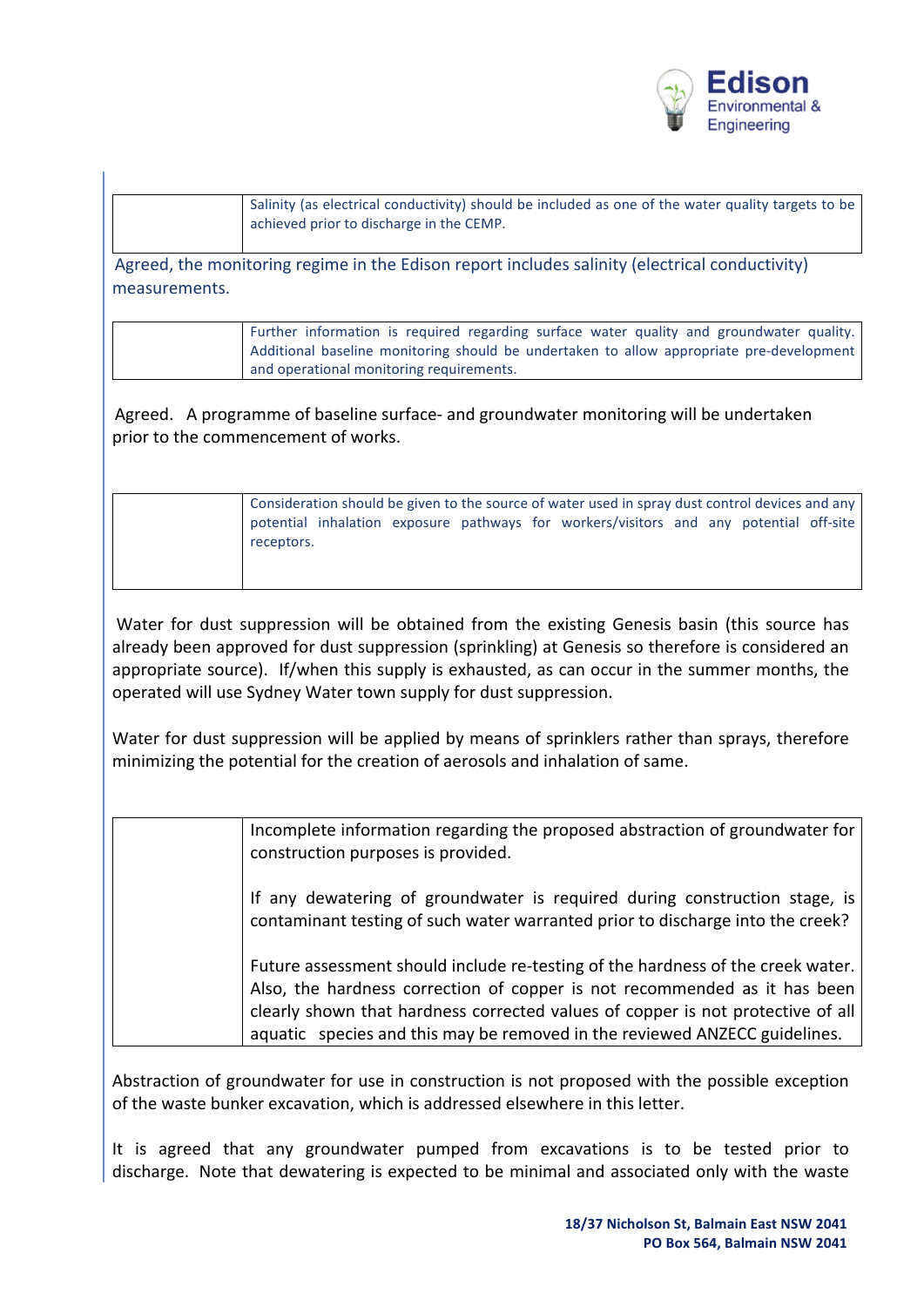| | |
|---|---|
| | Salinity (as electrical conductivity) should be included as one of the water quality targets to be achieved prior to discharge in the CEMP. |

Agreed, the monitoring regime in the Edison report includes salinity (electrical conductivity) measurements.

| | |
|---|---|
| | Further information is required regarding surface water quality and groundwater quality. Additional baseline monitoring should be undertaken to allow appropriate pre-development and operational monitoring requirements. |

Agreed. A programme of baseline surface- and groundwater monitoring will be undertaken prior to the commencement of works.

| | |
|---|---|
| | Consideration should be given to the source of water used in spray dust control devices and any potential inhalation exposure pathways for workers/visitors and any potential off-site receptors. |

Water for dust suppression will be obtained from the existing Genesis basin (this source has already been approved for dust suppression (sprinkling) at Genesis so therefore is considered an appropriate source). If/when this supply is exhausted, as can occur in the summer months, the operated will use Sydney Water town supply for dust suppression.

Water for dust suppression will be applied by means of sprinklers rather than sprays, therefore minimizing the potential for the creation of aerosols and inhalation of same.

| | |
|---|---|
| | Incomplete information regarding the proposed abstraction of groundwater for construction purposes is provided.<br><br>If any dewatering of groundwater is required during construction stage, is contaminant testing of such water warranted prior to discharge into the creek?<br><br>Future assessment should include re-testing of the hardness of the creek water. Also, the hardness correction of copper is not recommended as it has been clearly shown that hardness corrected values of copper is not protective of all aquatic species and this may be removed in the reviewed ANZECC guidelines. |

Abstraction of groundwater for use in construction is not proposed with the possible exception of the waste bunker excavation, which is addressed elsewhere in this letter.

It is agreed that any groundwater pumped from excavations is to be tested prior to discharge. Note that dewatering is expected to be minimal and associated only with the waste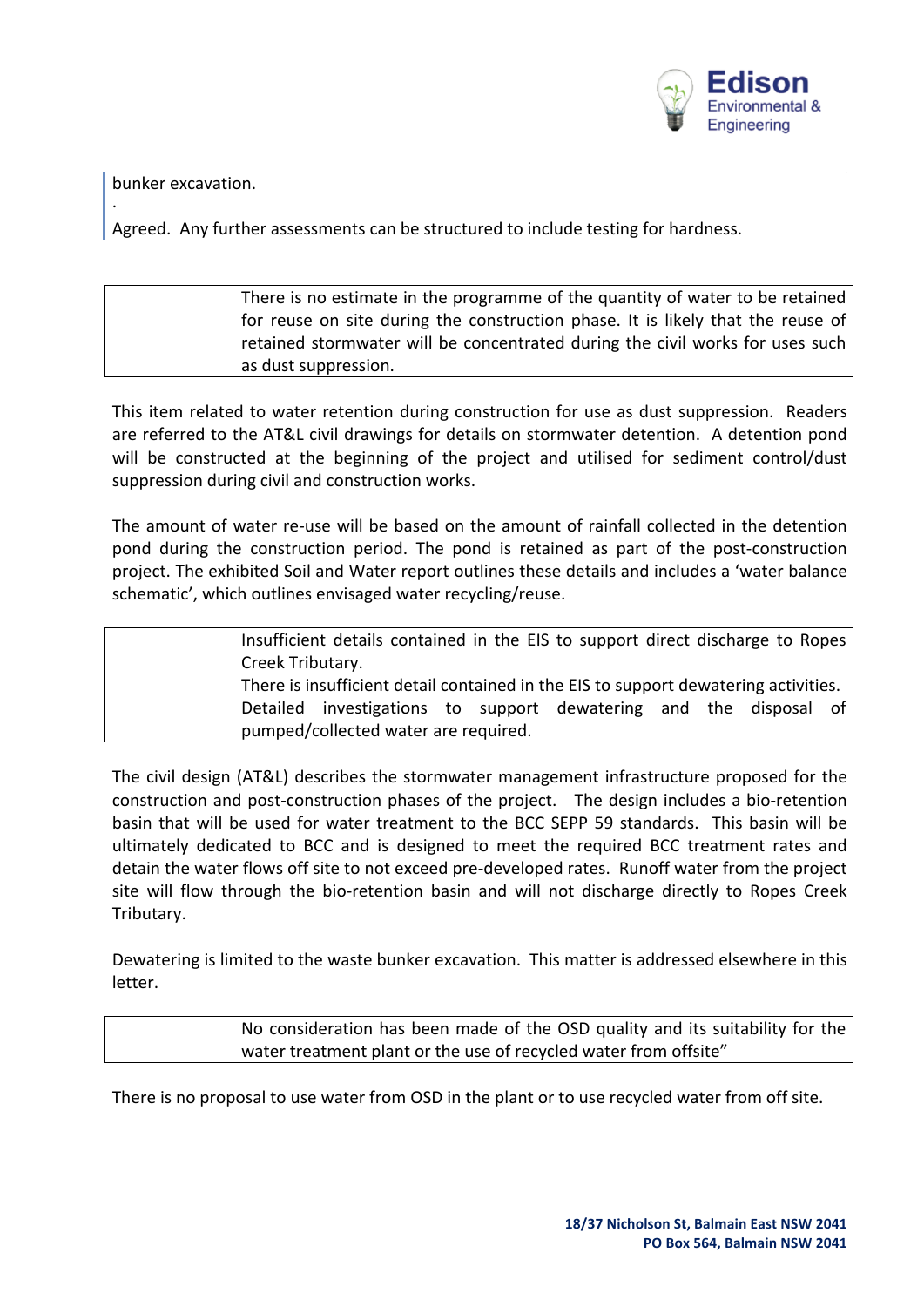bunker excavation.

.

Agreed. Any further assessments can be structured to include testing for hardness.

| | |
|---|---|
| | There is no estimate in the programme of the quantity of water to be retained for reuse on site during the construction phase. It is likely that the reuse of retained stormwater will be concentrated during the civil works for uses such as dust suppression. |

This item related to water retention during construction for use as dust suppression. Readers are referred to the AT&L civil drawings for details on stormwater detention. A detention pond will be constructed at the beginning of the project and utilised for sediment control/dust suppression during civil and construction works.

The amount of water re-use will be based on the amount of rainfall collected in the detention pond during the construction period. The pond is retained as part of the post-construction project. The exhibited Soil and Water report outlines these details and includes a 'water balance schematic', which outlines envisaged water recycling/reuse.

| | |
|---|---|
| | Insufficient details contained in the EIS to support direct discharge to Ropes Creek Tributary.<br>There is insufficient detail contained in the EIS to support dewatering activities. Detailed investigations to support dewatering and the disposal of pumped/collected water are required. |

The civil design (AT&L) describes the stormwater management infrastructure proposed for the construction and post-construction phases of the project. The design includes a bio-retention basin that will be used for water treatment to the BCC SEPP 59 standards. This basin will be ultimately dedicated to BCC and is designed to meet the required BCC treatment rates and detain the water flows off site to not exceed pre-developed rates. Runoff water from the project site will flow through the bio-retention basin and will not discharge directly to Ropes Creek Tributary.

Dewatering is limited to the waste bunker excavation. This matter is addressed elsewhere in this letter.

| | |
|---|---|
| | No consideration has been made of the OSD quality and its suitability for the water treatment plant or the use of recycled water from offsite" |

There is no proposal to use water from OSD in the plant or to use recycled water from off site.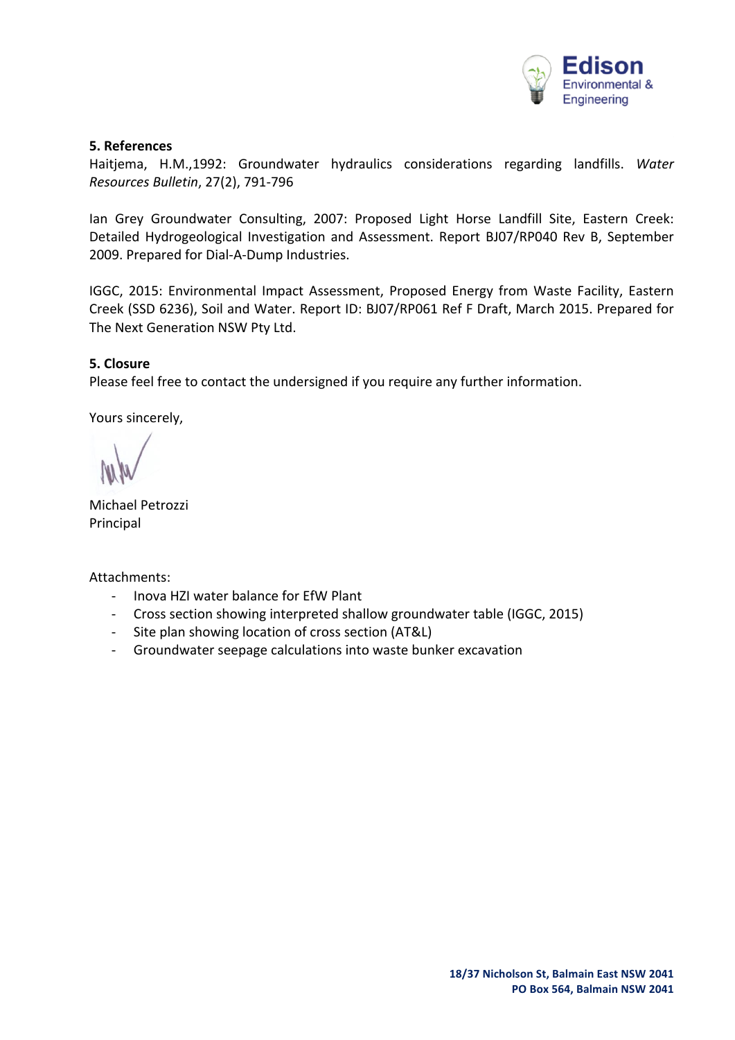## 5. References

Haitjema, H.M.,1992: Groundwater hydraulics considerations regarding landfills. *Water Resources Bulletin*, 27(2), 791-796

Ian Grey Groundwater Consulting, 2007: Proposed Light Horse Landfill Site, Eastern Creek: Detailed Hydrogeological Investigation and Assessment. Report BJ07/RP040 Rev B, September 2009. Prepared for Dial-A-Dump Industries.

IGGC, 2015: Environmental Impact Assessment, Proposed Energy from Waste Facility, Eastern Creek (SSD 6236), Soil and Water. Report ID: BJ07/RP061 Ref F Draft, March 2015. Prepared for The Next Generation NSW Pty Ltd.

## 5. Closure

Please feel free to contact the undersigned if you require any further information.

Yours sincerely,

Michael Petrozzi
Principal

Attachments:

- Inova HZI water balance for EfW Plant
- Cross section showing interpreted shallow groundwater table (IGGC, 2015)
- Site plan showing location of cross section (AT&L)
- Groundwater seepage calculations into waste bunker excavation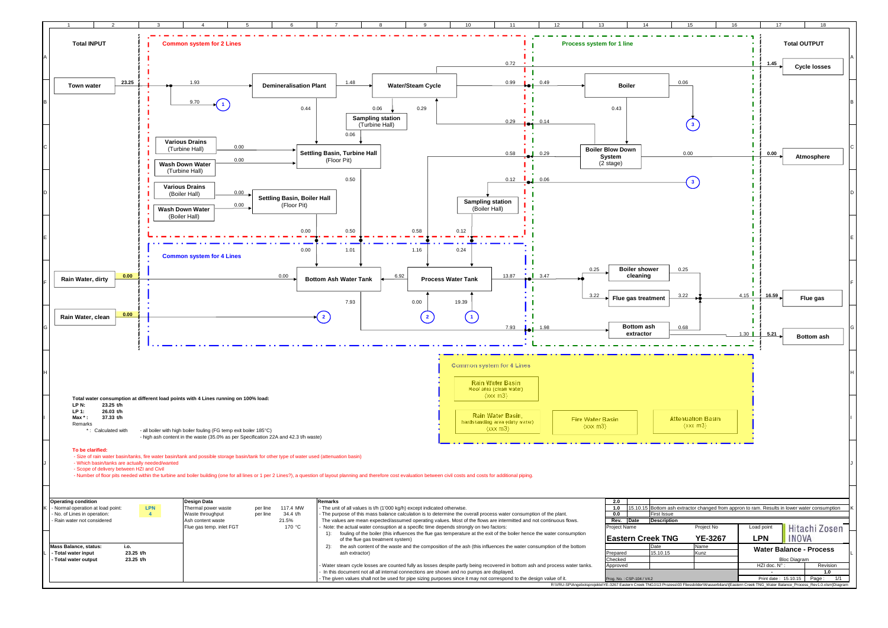**Total INPUT**

**Common system for 2 Lines**

**Process system for 1 line**

**Total OUTPUT**

Town water 23.25

1.93

9.70 (1)

Demineralisation Plant

1.48

0.44

Water/Steam Cycle

0.72

0.99

0.06

0.29

Sampling station (Turbine Hall)

0.06

0.29

0.49

0.14

Boiler

0.06

0.43

(3)

1.45 Cycle losses

Various Drains (Turbine Hall) 0.00

Wash Down Water (Turbine Hall) 0.00

Settling Basin, Turbine Hall (Floor Pit)

0.58

0.29

Boiler Blow Down System (2 stage)

0.00

0.00 Atmosphere

0.50

0.12

0.06

(3)

Various Drains (Boiler Hall) 0.00

Wash Down Water (Boiler Hall) 0.00

Settling Basin, Boiler Hall (Floor Pit)

Sampling station (Boiler Hall)

0.00

0.50

0.58

0.12

**Common system for 4 Lines**

0.00

1.01

1.16

0.24

Rain Water, dirty 0.00

0.00

Bottom Ash Water Tank

6.92

Process Water Tank

13.87

3.47

0.25

Boiler shower cleaning

0.25

3.22

Flue gas treatment

3.22

4.15

16.59 Flue gas

7.93

0.00

19.39

Rain Water, clean 0.00

(2)

(2)

(1)

7.93

1.98

Bottom ash extractor

0.68

1.30

5.21 Bottom ash

Common system for 4 Lines

Rain Water Basin
Roof area (clean water)
(xxx m3)

Rain Water Basin,
hardstanding area (dirty water)
(xxx m3)

Fire Water Basin
(xxx m3)

Attenuation Basin
(xxx m3)

**Total water consumption at different load points with 4 Lines running on 100% load:**

**LP N: 23.25 t/h**
**LP 1: 26.03 t/h**
**Max \*: 37.33 t/h**

Remarks

\*: Calculated with
- all boiler with high boiler fouling (FG temp exit boiler 185°C)
- high ash content in the waste (35.0% as per Specification 22A and 42.3 t/h waste)

**To be clarified:**

- Size of rain water basin/tanks, fire water basin/tank and possible storage basin/tank for other type of water used (attenuation basin)
- Which basin/tanks are actually needed/wanted
- Scope of delivery between HZI and Civil
- Number of floor pits needed within the turbine and boiler building (one for all lines or 1 per 2 Lines?), a question of layout planning and therefore cost evaluation between civil costs and costs for additional piping.

**Operating condition**

- Normal operation at load point: LPN
- No. of Lines in operation: 4
- Rain water not considered

**Mass Balance, status:** i.o.
- **Total water input** 23.25 t/h
- **Total water output** 23.25 t/h

**Design Data**

| | | | |
|---|---|---|---|
| Thermal power waste | per line | 117.4 | MW |
| Waste throughput | per line | 34.4 | t/h |
| Ash content waste | | 21.5% | |
| Flue gas temp. inlet FGT | | 170 | °C |

**Remarks**

- The unit of all values is t/h (1'000 kg/h) except indicated otherwise.
- The purpose of this mass balance calculation is to determine the overall process water consumption of the plant. The values are mean expected/assumed operating values. Most of the flows are intermitted and not continuous flows.
- Note: the actual water consuption at a specific time depends strongly on two factors:
  1): fouling of the boiler (this influences the flue gas temperature at the exit of the boiler hence the water consumption of the flue gas treatment system)
  2): the ash content of the waste and the composition of the ash (this influences the water consumption of the bottom ash extractor)
- Water steam cycle losses are counted fully as losses despite partly being recovered in bottom ash and process water tanks.
- In this document not all internal connections are shown and no pumps are displayed.
- The given values shall not be used for pipe sizing purposes since it may not correspond to the design value of it.

| Rev. | Date | Description |
|---|---|---|
| 2.0 | | |
| 1.0 | 15.10.15 | Bottom ash extractor changed from appron to ram. Results in lower water consumption |
| 0.0 | | First Issue |

| Project Name | Project No | Load point |
|---|---|---|
| Eastern Creek TNG | YE-3267 | LPN |

Hitachi Zosen INOVA

**Water Balance - Process**

Bloc Diagram

| | Date | Name |
|---|---|---|
| Prepared | 15.10.15 | Kunz |
| Checked | | |
| Approved | | |

HZI doc. N°: - Revision 1.0

Prog. No.: CSP-104 / V4.2 Print date: 15.10.15 Page: 1/1

R:\VRU-SP\Angebotsprojekte\YE-3267 Eastern Creek TNG\13 Prozess\03 Fliessbilder\Wasserbilanz\[Eastern Creek TNG_Water Balance_Process_Rev1.0.xlsm]Diagram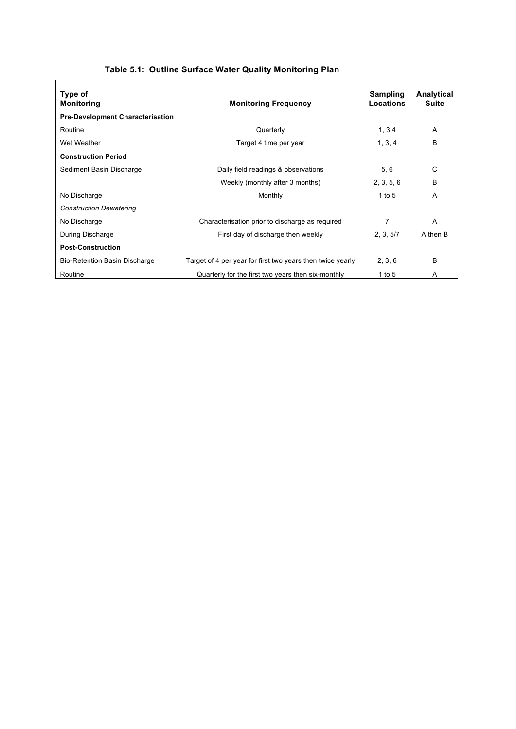**Table 5.1: Outline Surface Water Quality Monitoring Plan**

| Type of Monitoring | Monitoring Frequency | Sampling Locations | Analytical Suite |
|---|---|---|---|
| **Pre-Development Characterisation** | | | |
| Routine | Quarterly | 1, 3,4 | A |
| Wet Weather | Target 4 time per year | 1, 3, 4 | B |
| **Construction Period** | | | |
| Sediment Basin Discharge | Daily field readings & observations | 5, 6 | C |
| | Weekly (monthly after 3 months) | 2, 3, 5, 6 | B |
| No Discharge | Monthly | 1 to 5 | A |
| *Construction Dewatering* | | | |
| No Discharge | Characterisation prior to discharge as required | 7 | A |
| During Discharge | First day of discharge then weekly | 2, 3, 5/7 | A then B |
| **Post-Construction** | | | |
| Bio-Retention Basin Discharge | Target of 4 per year for first two years then twice yearly | 2, 3, 6 | B |
| Routine | Quarterly for the first two years then six-monthly | 1 to 5 | A |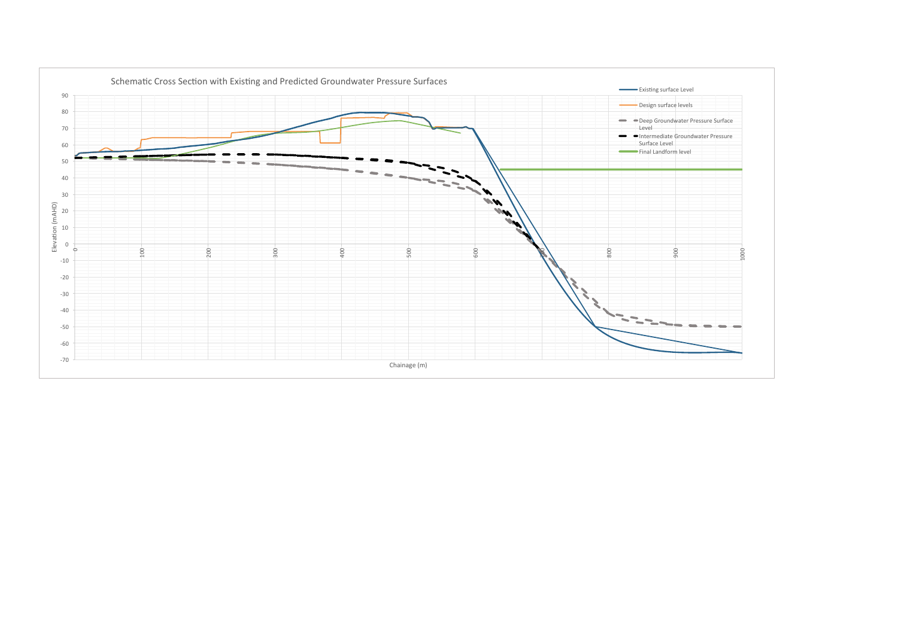Schematic Cross Section with Existing and Predicted Groundwater Pressure Surfaces

Existing surface Level

Design surface levels

Deep Groundwater Pressure Surface Level

Intermediate Groundwater Pressure Surface Level

Final Landform level

Elevation (mAHD)

90
80
70
60
50
40
30
20
10
0
-10
-20
-30
-40
-50
-60
-70

0
100
200
300
400
500
600
700
800
900
1000

Chainage (m)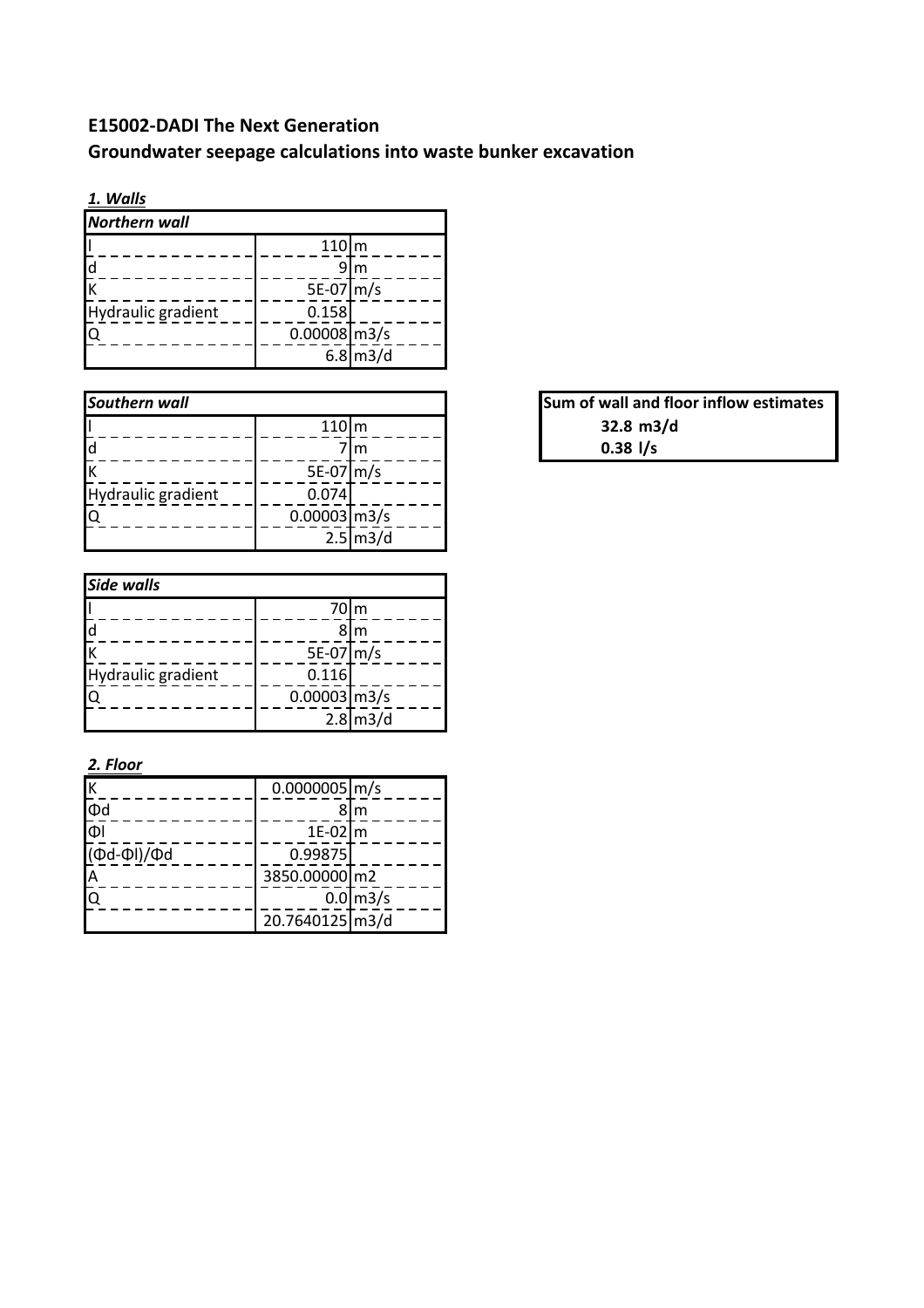**E15002-DADI The Next Generation**

**Groundwater seepage calculations into waste bunker excavation**

***1. Walls***

| ***Northern wall*** | | |
|---|---|---|
| l | 110 | m |
| d | 9 | m |
| K | 5E-07 | m/s |
| Hydraulic gradient | 0.158 | |
| Q | 0.00008 | m3/s |
| | 6.8 | m3/d |

| ***Southern wall*** | | |
|---|---|---|
| l | 110 | m |
| d | 7 | m |
| K | 5E-07 | m/s |
| Hydraulic gradient | 0.074 | |
| Q | 0.00003 | m3/s |
| | 2.5 | m3/d |

| ***Side walls*** | | |
|---|---|---|
| l | 70 | m |
| d | 8 | m |
| K | 5E-07 | m/s |
| Hydraulic gradient | 0.116 | |
| Q | 0.00003 | m3/s |
| | 2.8 | m3/d |

***2. Floor***

| | | |
|---|---|---|
| K | 0.0000005 | m/s |
| Φd | 8 | m |
| Φl | 1E-02 | m |
| (Φd-Φl)/Φd | 0.99875 | |
| A | 3850.00000 | m2 |
| Q | 0.0 | m3/s |
| | 20.7640125 | m3/d |

| **Sum of wall and floor inflow estimates** |
|---|
| **32.8 m3/d** |
| **0.38 l/s** |